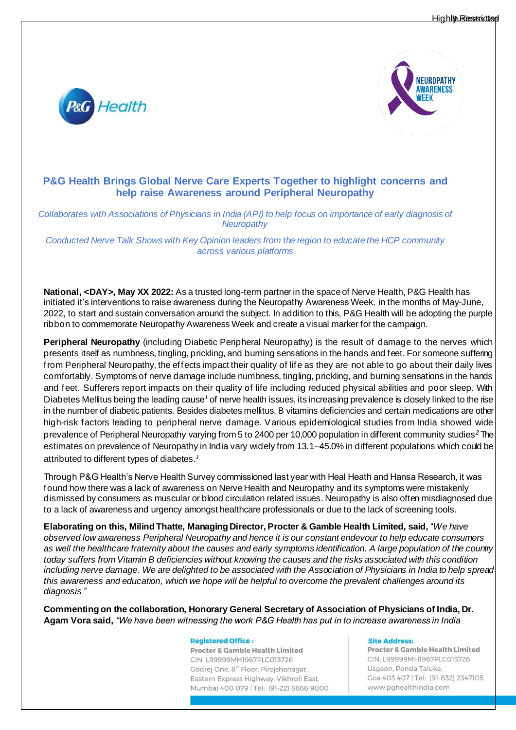NEUROPATHY AWARENESS WEEK

## P&G Health Brings Global Nerve Care Experts Together to highlight concerns and help raise Awareness around Peripheral Neuropathy

*Collaborates with Associations of Physicians in India (API) to help focus on importance of early diagnosis of Neuropathy*

*Conducted Nerve Talk Shows with Key Opinion leaders from the region to educate the HCP community across various platforms*

**National, <DAY>, May XX 2022:** As a trusted long-term partner in the space of Nerve Health, P&G Health has initiated it's interventions to raise awareness during the Neuropathy Awareness Week, in the months of May-June, 2022, to start and sustain conversation around the subject. In addition to this, P&G Health will be adopting the purple ribbon to commemorate Neuropathy Awareness Week and create a visual marker for the campaign.

**Peripheral Neuropathy** (including Diabetic Peripheral Neuropathy) is the result of damage to the nerves which presents itself as numbness, tingling, prickling, and burning sensations in the hands and feet. For someone suffering from Peripheral Neuropathy, the effects impact their quality of life as they are not able to go about their daily lives comfortably. Symptoms of nerve damage include numbness, tingling, prickling, and burning sensations in the hands and feet. Sufferers report impacts on their quality of life including reduced physical abilities and poor sleep. With Diabetes Mellitus being the leading cause[1] of nerve health issues, its increasing prevalence is closely linked to the rise in the number of diabetic patients. Besides diabetes mellitus, B vitamins deficiencies and certain medications are other high-risk factors leading to peripheral nerve damage. Various epidemiological studies from India showed wide prevalence of Peripheral Neuropathy varying from 5 to 2400 per 10,000 population in different community studies[2] The estimates on prevalence of Neuropathy in India vary widely from 13.1–45.0% in different populations which could be attributed to different types of diabetes.[3]

Through P&G Health's Nerve Health Survey commissioned last year with Heal Heath and Hansa Research, it was found how there was a lack of awareness on Nerve Health and Neuropathy and its symptoms were mistakenly dismissed by consumers as muscular or blood circulation related issues. Neuropathy is also often misdiagnosed due to a lack of awareness and urgency amongst healthcare professionals or due to the lack of screening tools.

**Elaborating on this, Milind Thatte, Managing Director, Procter & Gamble Health Limited, said,** "*We have observed low awareness Peripheral Neuropathy and hence it is our constant endevour to help educate consumers as well the healthcare fraternity about the causes and early symptoms identification. A large population of the country today suffers from Vitamin B deficiencies without knowing the causes and the risks associated with this condition including nerve damage. We are delighted to be associated with the Association of Physicians in India to help spread this awareness and education, which we hope will be helpful to overcome the prevalent challenges around its diagnosis* "

**Commenting on the collaboration, Honorary General Secretary of Association of Physicians of India, Dr. Agam Vora said,** *"We have been witnessing the work P&G Health has put in to increase awareness in India*

**Registered Office :**
Procter & Gamble Health Limited
CIN: L99999MH1967PLC013726
Godrej One, 8th Floor, Pirojshanagar,
Eastern Express Highway, Vikhroli East,
Mumbai 400 079 | Tel: (91-22) 6866 9000

**Site Address:**
Procter & Gamble Health Limited
CIN: L99999MH1967PLC013726
Usgaon, Ponda Taluka,
Goa 403 407 | Tel: (91-832) 2347105
www.pghealthindia.com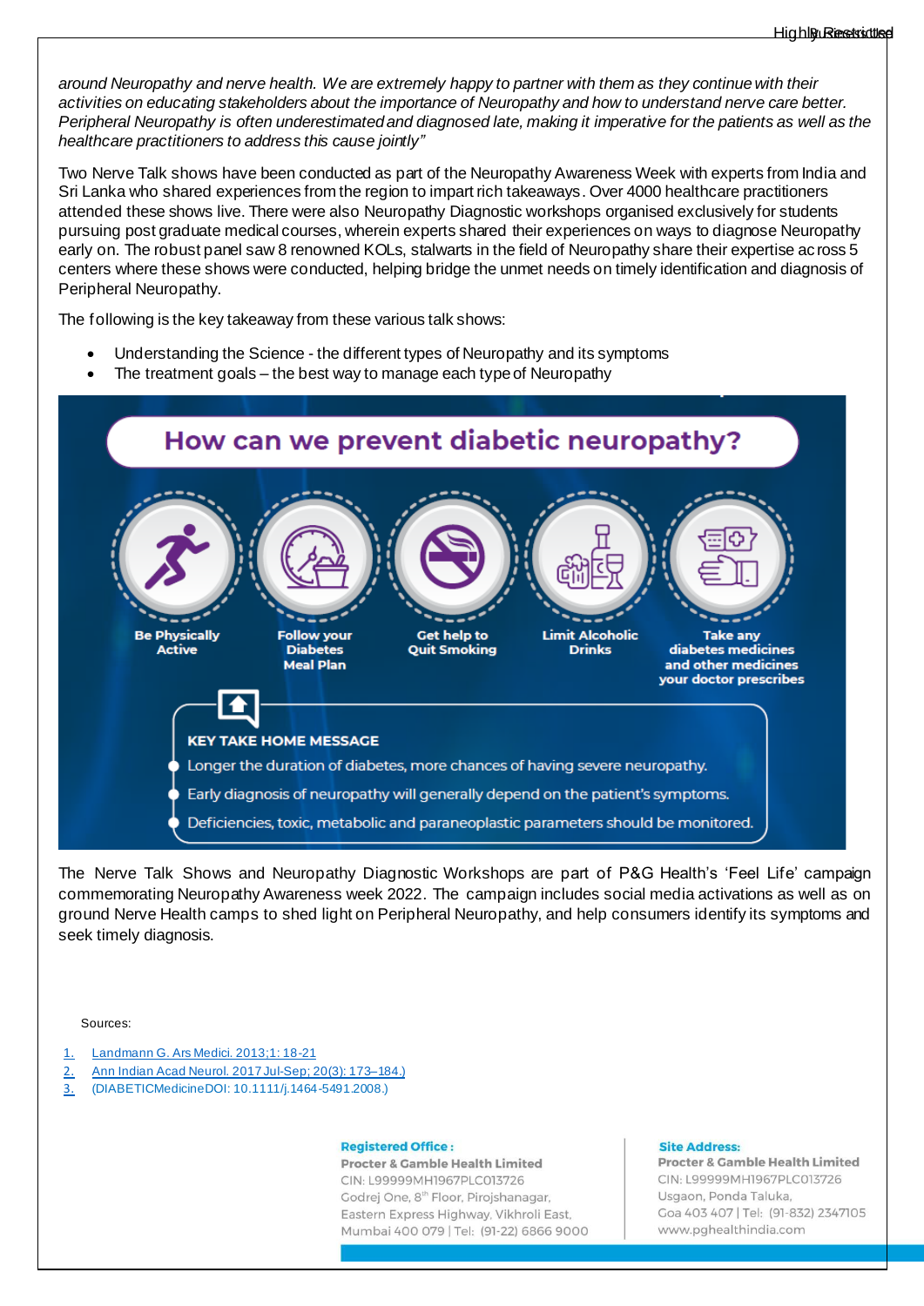*around Neuropathy and nerve health. We are extremely happy to partner with them as they continue with their activities on educating stakeholders about the importance of Neuropathy and how to understand nerve care better. Peripheral Neuropathy is often underestimated and diagnosed late, making it imperative for the patients as well as the healthcare practitioners to address this cause jointly"*

Two Nerve Talk shows have been conducted as part of the Neuropathy Awareness Week with experts from India and Sri Lanka who shared experiences from the region to impart rich takeaways. Over 4000 healthcare practitioners attended these shows live. There were also Neuropathy Diagnostic workshops organised exclusively for students pursuing post graduate medical courses, wherein experts shared their experiences on ways to diagnose Neuropathy early on. The robust panel saw 8 renowned KOLs, stalwarts in the field of Neuropathy share their expertise across 5 centers where these shows were conducted, helping bridge the unmet needs on timely identification and diagnosis of Peripheral Neuropathy.

The following is the key takeaway from these various talk shows:

- Understanding the Science - the different types of Neuropathy and its symptoms
- The treatment goals – the best way to manage each type of Neuropathy

## How can we prevent diabetic neuropathy?

Be Physically Active

Follow your Diabetes Meal Plan

Get help to Quit Smoking

Limit Alcoholic Drinks

Take any diabetes medicines and other medicines your doctor prescribes

**KEY TAKE HOME MESSAGE**

- Longer the duration of diabetes, more chances of having severe neuropathy.
- Early diagnosis of neuropathy will generally depend on the patient's symptoms.
- Deficiencies, toxic, metabolic and paraneoplastic parameters should be monitored.

The Nerve Talk Shows and Neuropathy Diagnostic Workshops are part of P&G Health's 'Feel Life' campaign commemorating Neuropathy Awareness week 2022. The campaign includes social media activations as well as on ground Nerve Health camps to shed light on Peripheral Neuropathy, and help consumers identify its symptoms and seek timely diagnosis.

Sources:

1. Landmann G. Ars Medici. 2013;1: 18-21
2. Ann Indian Acad Neurol. 2017 Jul-Sep; 20(3): 173–184.)
3. (DIABETICMedicineDOI: 10.1111/j.1464-5491.2008.)

**Registered Office :**
**Procter & Gamble Health Limited**
CIN: L99999MH1967PLC013726
Godrej One, 8th Floor, Pirojshanagar,
Eastern Express Highway, Vikhroli East,
Mumbai 400 079 | Tel: (91-22) 6866 9000

**Site Address:**
**Procter & Gamble Health Limited**
CIN: L99999MH1967PLC013726
Usgaon, Ponda Taluka,
Goa 403 407 | Tel: (91-832) 2347105
www.pghealthindia.com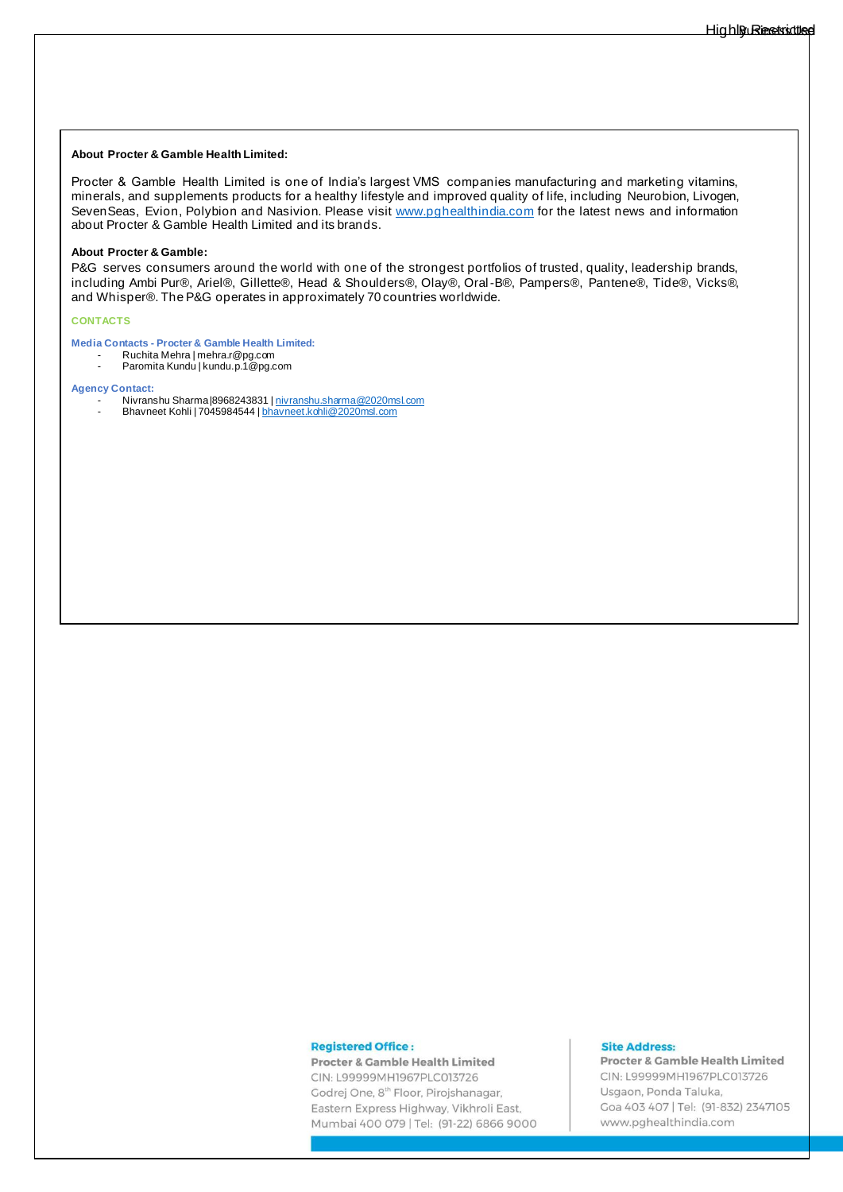**About Procter & Gamble Health Limited:**

Procter & Gamble Health Limited is one of India's largest VMS companies manufacturing and marketing vitamins, minerals, and supplements products for a healthy lifestyle and improved quality of life, including Neurobion, Livogen, SevenSeas, Evion, Polybion and Nasivion. Please visit www.pghealthindia.com for the latest news and information about Procter & Gamble Health Limited and its brands.

**About Procter & Gamble:**

P&G serves consumers around the world with one of the strongest portfolios of trusted, quality, leadership brands, including Ambi Pur®, Ariel®, Gillette®, Head & Shoulders®, Olay®, Oral-B®, Pampers®, Pantene®, Tide®, Vicks®, and Whisper®. The P&G operates in approximately 70 countries worldwide.

**CONTACTS**

**Media Contacts - Procter & Gamble Health Limited:**

- Ruchita Mehra | mehra.r@pg.com
- Paromita Kundu | kundu.p.1@pg.com

**Agency Contact:**

- Nivranshu Sharma |8968243831 | nivranshu.sharma@2020msl.com
- Bhavneet Kohli | 7045984544 | bhavneet.kohli@2020msl.com

**Registered Office :**
**Procter & Gamble Health Limited**
CIN: L99999MH1967PLC013726
Godrej One, 8th Floor, Pirojshanagar,
Eastern Express Highway, Vikhroli East,
Mumbai 400 079 | Tel: (91-22) 6866 9000

**Site Address:**
**Procter & Gamble Health Limited**
CIN: L99999MH1967PLC013726
Usgaon, Ponda Taluka,
Goa 403 407 | Tel: (91-832) 2347105
www.pghealthindia.com